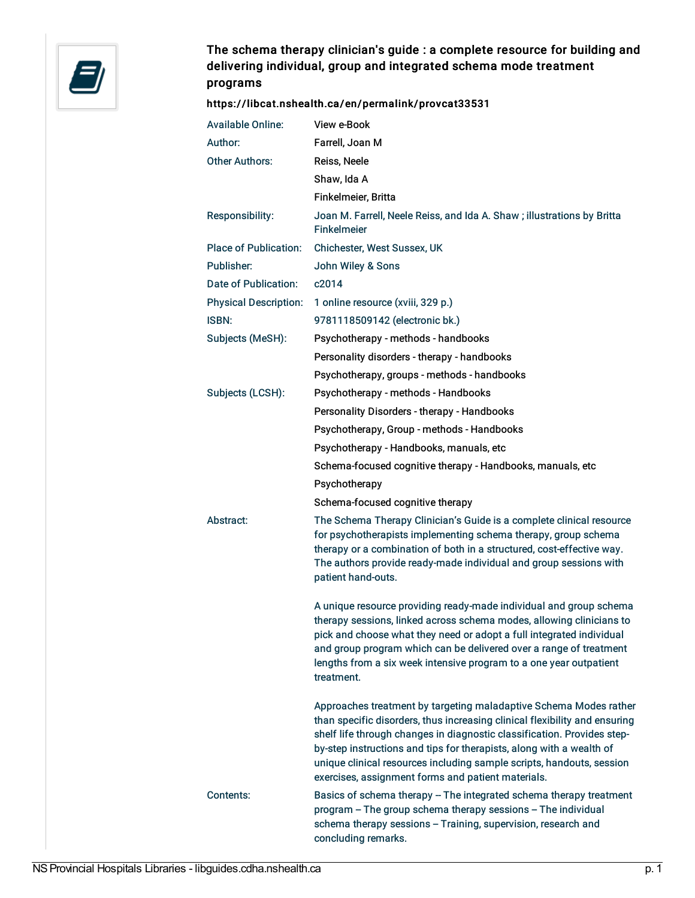# The schema therapy clinician's guide : a complete resource for building and delivering individual, group and integrated schema mode treatment programs

**https://libcat.nshealth.ca/en/permalink/provcat33531**

| | |
|---|---|
| Available Online: | View e-Book |
| Author: | Farrell, Joan M |
| Other Authors: | Reiss, Neele |
| | Shaw, Ida A |
| | Finkelmeier, Britta |
| Responsibility: | Joan M. Farrell, Neele Reiss, and Ida A. Shaw ; illustrations by Britta Finkelmeier |
| Place of Publication: | Chichester, West Sussex, UK |
| Publisher: | John Wiley & Sons |
| Date of Publication: | c2014 |
| Physical Description: | 1 online resource (xviii, 329 p.) |
| ISBN: | 9781118509142 (electronic bk.) |
| Subjects (MeSH): | Psychotherapy - methods - handbooks |
| | Personality disorders - therapy - handbooks |
| | Psychotherapy, groups - methods - handbooks |
| Subjects (LCSH): | Psychotherapy - methods - Handbooks |
| | Personality Disorders - therapy - Handbooks |
| | Psychotherapy, Group - methods - Handbooks |
| | Psychotherapy - Handbooks, manuals, etc |
| | Schema-focused cognitive therapy - Handbooks, manuals, etc |
| | Psychotherapy |
| | Schema-focused cognitive therapy |

**Abstract:**

The Schema Therapy Clinician's Guide is a complete clinical resource for psychotherapists implementing schema therapy, group schema therapy or a combination of both in a structured, cost-effective way. The authors provide ready-made individual and group sessions with patient hand-outs.

A unique resource providing ready-made individual and group schema therapy sessions, linked across schema modes, allowing clinicians to pick and choose what they need or adopt a full integrated individual and group program which can be delivered over a range of treatment lengths from a six week intensive program to a one year outpatient treatment.

Approaches treatment by targeting maladaptive Schema Modes rather than specific disorders, thus increasing clinical flexibility and ensuring shelf life through changes in diagnostic classification. Provides step-by-step instructions and tips for therapists, along with a wealth of unique clinical resources including sample scripts, handouts, session exercises, assignment forms and patient materials.

**Contents:**

Basics of schema therapy -- The integrated schema therapy treatment program -- The group schema therapy sessions -- The individual schema therapy sessions -- Training, supervision, research and concluding remarks.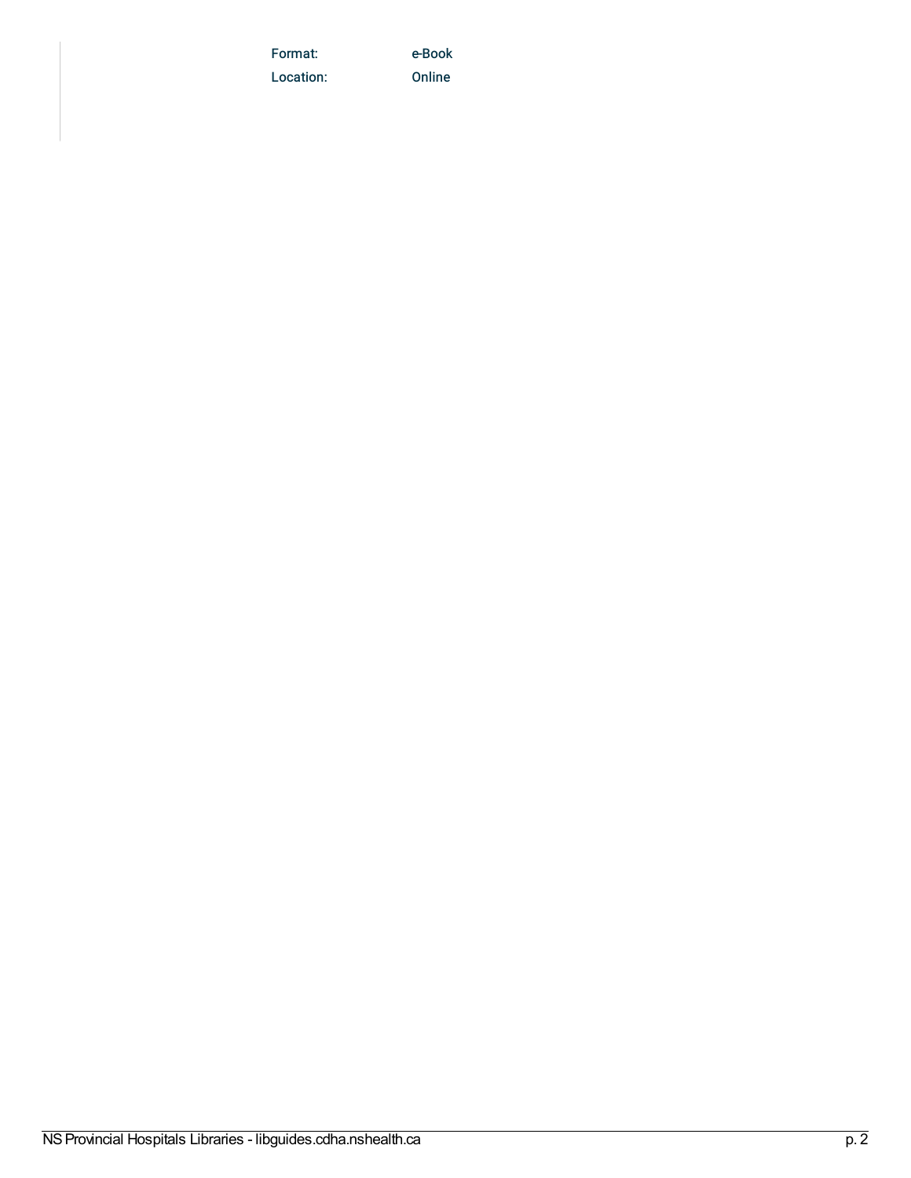| | |
|---|---|
| Format: | e-Book |
| Location: | Online |